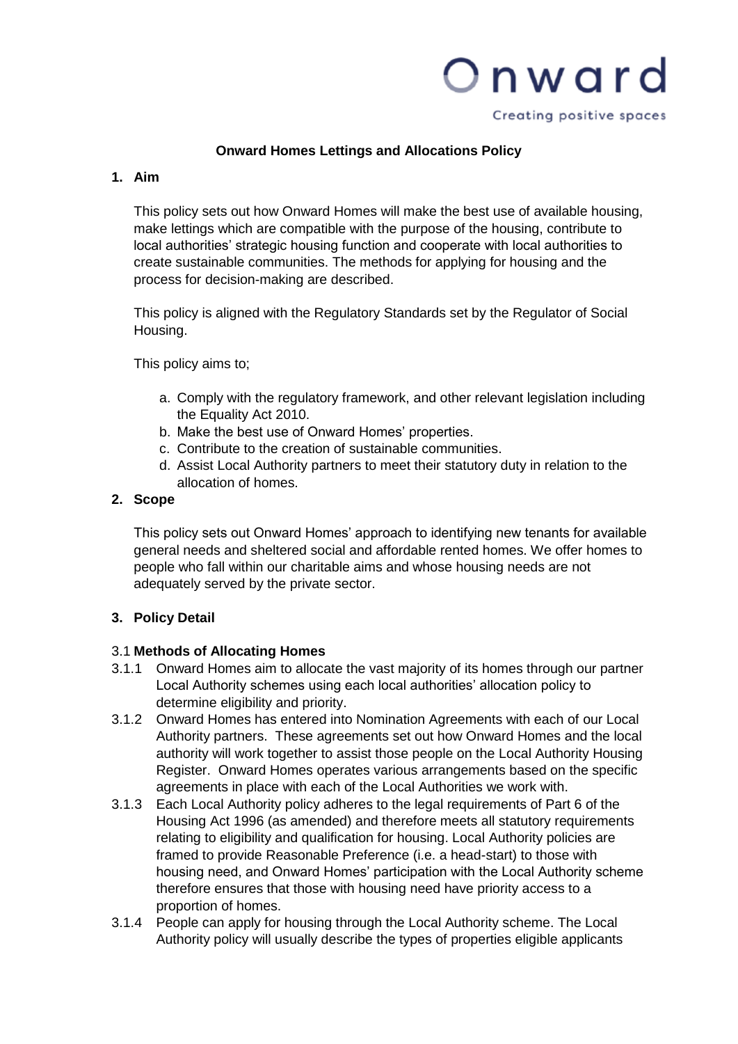Onward

Creating positive spaces

# Onward Homes Lettings and Allocations Policy

## 1. Aim

This policy sets out how Onward Homes will make the best use of available housing, make lettings which are compatible with the purpose of the housing, contribute to local authorities' strategic housing function and cooperate with local authorities to create sustainable communities. The methods for applying for housing and the process for decision-making are described.

This policy is aligned with the Regulatory Standards set by the Regulator of Social Housing.

This policy aims to;

a. Comply with the regulatory framework, and other relevant legislation including the Equality Act 2010.
b. Make the best use of Onward Homes' properties.
c. Contribute to the creation of sustainable communities.
d. Assist Local Authority partners to meet their statutory duty in relation to the allocation of homes.

## 2. Scope

This policy sets out Onward Homes' approach to identifying new tenants for available general needs and sheltered social and affordable rented homes. We offer homes to people who fall within our charitable aims and whose housing needs are not adequately served by the private sector.

## 3. Policy Detail

### 3.1 Methods of Allocating Homes

3.1.1 Onward Homes aim to allocate the vast majority of its homes through our partner Local Authority schemes using each local authorities' allocation policy to determine eligibility and priority.

3.1.2 Onward Homes has entered into Nomination Agreements with each of our Local Authority partners. These agreements set out how Onward Homes and the local authority will work together to assist those people on the Local Authority Housing Register. Onward Homes operates various arrangements based on the specific agreements in place with each of the Local Authorities we work with.

3.1.3 Each Local Authority policy adheres to the legal requirements of Part 6 of the Housing Act 1996 (as amended) and therefore meets all statutory requirements relating to eligibility and qualification for housing. Local Authority policies are framed to provide Reasonable Preference (i.e. a head-start) to those with housing need, and Onward Homes' participation with the Local Authority scheme therefore ensures that those with housing need have priority access to a proportion of homes.

3.1.4 People can apply for housing through the Local Authority scheme. The Local Authority policy will usually describe the types of properties eligible applicants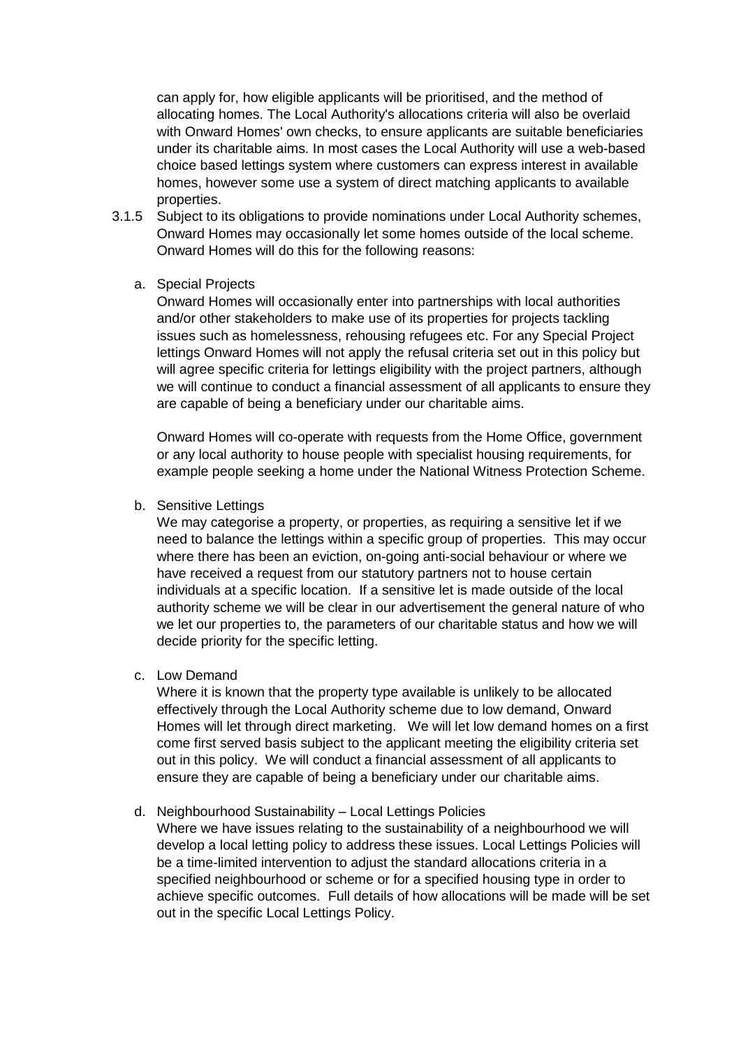can apply for, how eligible applicants will be prioritised, and the method of allocating homes. The Local Authority's allocations criteria will also be overlaid with Onward Homes' own checks, to ensure applicants are suitable beneficiaries under its charitable aims. In most cases the Local Authority will use a web-based choice based lettings system where customers can express interest in available homes, however some use a system of direct matching applicants to available properties.

3.1.5 Subject to its obligations to provide nominations under Local Authority schemes, Onward Homes may occasionally let some homes outside of the local scheme. Onward Homes will do this for the following reasons:

a. Special Projects

Onward Homes will occasionally enter into partnerships with local authorities and/or other stakeholders to make use of its properties for projects tackling issues such as homelessness, rehousing refugees etc. For any Special Project lettings Onward Homes will not apply the refusal criteria set out in this policy but will agree specific criteria for lettings eligibility with the project partners, although we will continue to conduct a financial assessment of all applicants to ensure they are capable of being a beneficiary under our charitable aims.

Onward Homes will co-operate with requests from the Home Office, government or any local authority to house people with specialist housing requirements, for example people seeking a home under the National Witness Protection Scheme.

b. Sensitive Lettings

We may categorise a property, or properties, as requiring a sensitive let if we need to balance the lettings within a specific group of properties. This may occur where there has been an eviction, on-going anti-social behaviour or where we have received a request from our statutory partners not to house certain individuals at a specific location. If a sensitive let is made outside of the local authority scheme we will be clear in our advertisement the general nature of who we let our properties to, the parameters of our charitable status and how we will decide priority for the specific letting.

c. Low Demand

Where it is known that the property type available is unlikely to be allocated effectively through the Local Authority scheme due to low demand, Onward Homes will let through direct marketing. We will let low demand homes on a first come first served basis subject to the applicant meeting the eligibility criteria set out in this policy. We will conduct a financial assessment of all applicants to ensure they are capable of being a beneficiary under our charitable aims.

d. Neighbourhood Sustainability – Local Lettings Policies

Where we have issues relating to the sustainability of a neighbourhood we will develop a local letting policy to address these issues. Local Lettings Policies will be a time-limited intervention to adjust the standard allocations criteria in a specified neighbourhood or scheme or for a specified housing type in order to achieve specific outcomes. Full details of how allocations will be made will be set out in the specific Local Lettings Policy.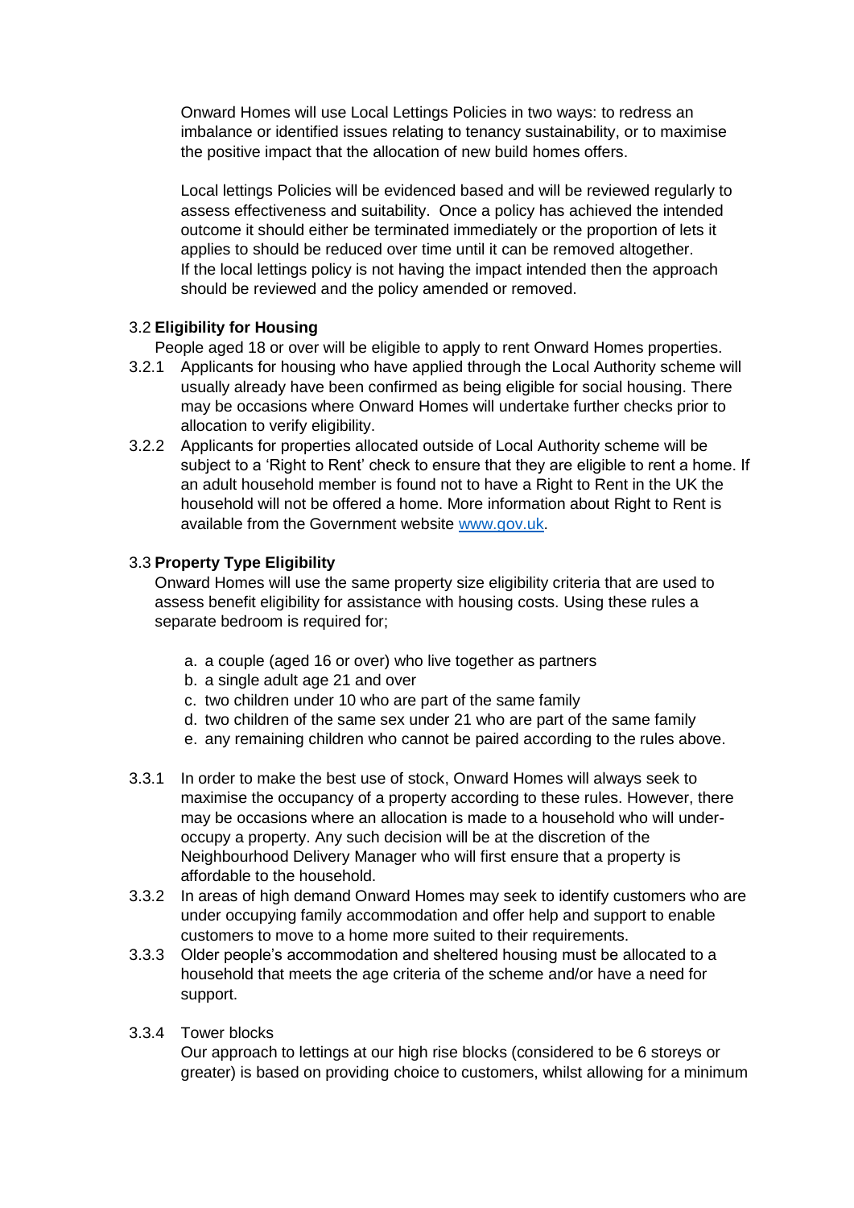Onward Homes will use Local Lettings Policies in two ways: to redress an imbalance or identified issues relating to tenancy sustainability, or to maximise the positive impact that the allocation of new build homes offers.

Local lettings Policies will be evidenced based and will be reviewed regularly to assess effectiveness and suitability. Once a policy has achieved the intended outcome it should either be terminated immediately or the proportion of lets it applies to should be reduced over time until it can be removed altogether. If the local lettings policy is not having the impact intended then the approach should be reviewed and the policy amended or removed.

### 3.2 Eligibility for Housing

People aged 18 or over will be eligible to apply to rent Onward Homes properties.

3.2.1 Applicants for housing who have applied through the Local Authority scheme will usually already have been confirmed as being eligible for social housing. There may be occasions where Onward Homes will undertake further checks prior to allocation to verify eligibility.

3.2.2 Applicants for properties allocated outside of Local Authority scheme will be subject to a 'Right to Rent' check to ensure that they are eligible to rent a home. If an adult household member is found not to have a Right to Rent in the UK the household will not be offered a home. More information about Right to Rent is available from the Government website [www.gov.uk](www.gov.uk).

### 3.3 Property Type Eligibility

Onward Homes will use the same property size eligibility criteria that are used to assess benefit eligibility for assistance with housing costs. Using these rules a separate bedroom is required for;

a. a couple (aged 16 or over) who live together as partners
b. a single adult age 21 and over
c. two children under 10 who are part of the same family
d. two children of the same sex under 21 who are part of the same family
e. any remaining children who cannot be paired according to the rules above.

3.3.1 In order to make the best use of stock, Onward Homes will always seek to maximise the occupancy of a property according to these rules. However, there may be occasions where an allocation is made to a household who will under-occupy a property. Any such decision will be at the discretion of the Neighbourhood Delivery Manager who will first ensure that a property is affordable to the household.

3.3.2 In areas of high demand Onward Homes may seek to identify customers who are under occupying family accommodation and offer help and support to enable customers to move to a home more suited to their requirements.

3.3.3 Older people's accommodation and sheltered housing must be allocated to a household that meets the age criteria of the scheme and/or have a need for support.

3.3.4 Tower blocks

Our approach to lettings at our high rise blocks (considered to be 6 storeys or greater) is based on providing choice to customers, whilst allowing for a minimum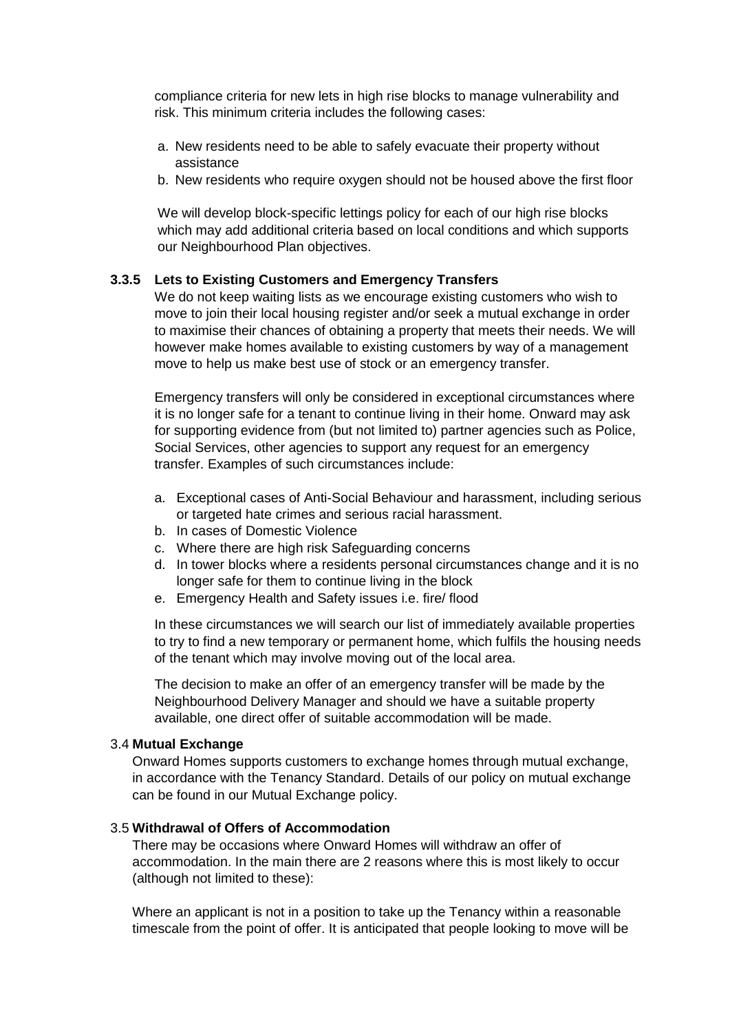compliance criteria for new lets in high rise blocks to manage vulnerability and risk. This minimum criteria includes the following cases:

a. New residents need to be able to safely evacuate their property without assistance
b. New residents who require oxygen should not be housed above the first floor

We will develop block-specific lettings policy for each of our high rise blocks which may add additional criteria based on local conditions and which supports our Neighbourhood Plan objectives.

#### 3.3.5 Lets to Existing Customers and Emergency Transfers

We do not keep waiting lists as we encourage existing customers who wish to move to join their local housing register and/or seek a mutual exchange in order to maximise their chances of obtaining a property that meets their needs. We will however make homes available to existing customers by way of a management move to help us make best use of stock or an emergency transfer.

Emergency transfers will only be considered in exceptional circumstances where it is no longer safe for a tenant to continue living in their home. Onward may ask for supporting evidence from (but not limited to) partner agencies such as Police, Social Services, other agencies to support any request for an emergency transfer. Examples of such circumstances include:

a. Exceptional cases of Anti-Social Behaviour and harassment, including serious or targeted hate crimes and serious racial harassment.
b. In cases of Domestic Violence
c. Where there are high risk Safeguarding concerns
d. In tower blocks where a residents personal circumstances change and it is no longer safe for them to continue living in the block
e. Emergency Health and Safety issues i.e. fire/ flood

In these circumstances we will search our list of immediately available properties to try to find a new temporary or permanent home, which fulfils the housing needs of the tenant which may involve moving out of the local area.

The decision to make an offer of an emergency transfer will be made by the Neighbourhood Delivery Manager and should we have a suitable property available, one direct offer of suitable accommodation will be made.

### 3.4 Mutual Exchange

Onward Homes supports customers to exchange homes through mutual exchange, in accordance with the Tenancy Standard. Details of our policy on mutual exchange can be found in our Mutual Exchange policy.

### 3.5 Withdrawal of Offers of Accommodation

There may be occasions where Onward Homes will withdraw an offer of accommodation. In the main there are 2 reasons where this is most likely to occur (although not limited to these):

Where an applicant is not in a position to take up the Tenancy within a reasonable timescale from the point of offer. It is anticipated that people looking to move will be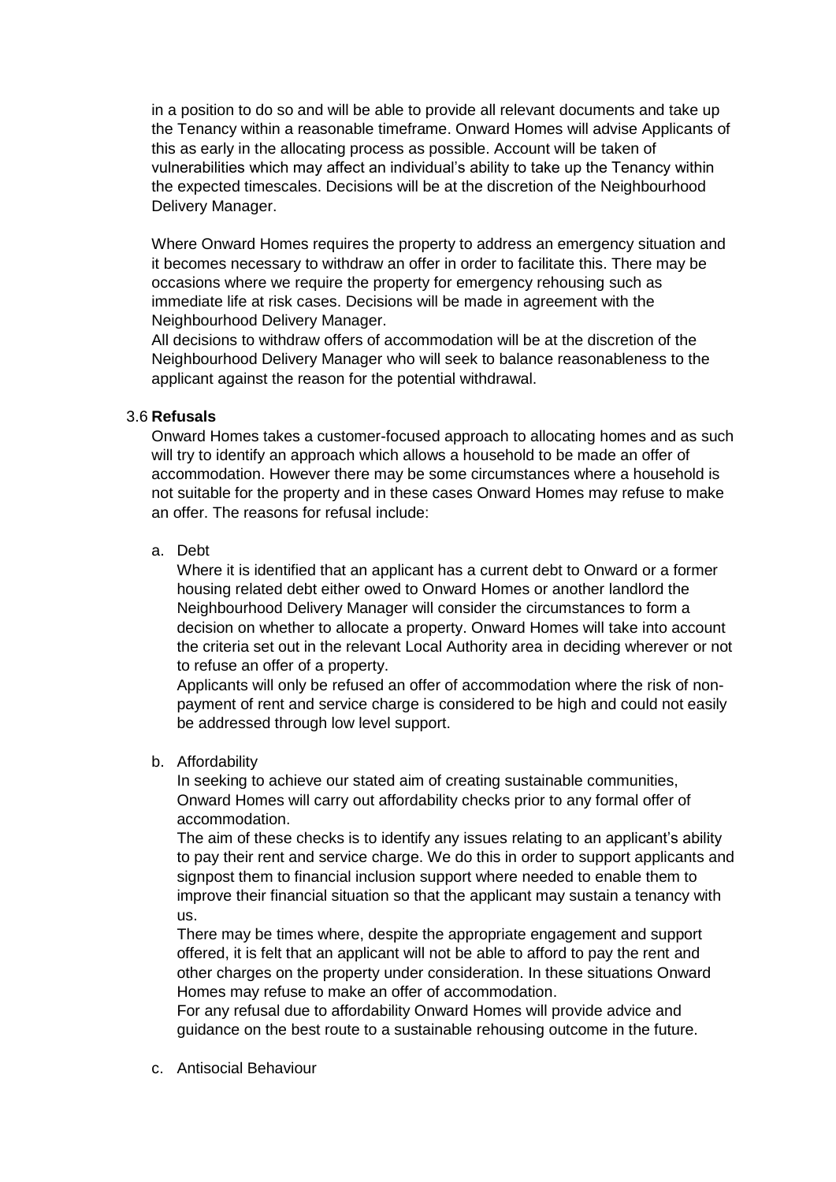in a position to do so and will be able to provide all relevant documents and take up the Tenancy within a reasonable timeframe. Onward Homes will advise Applicants of this as early in the allocating process as possible. Account will be taken of vulnerabilities which may affect an individual's ability to take up the Tenancy within the expected timescales. Decisions will be at the discretion of the Neighbourhood Delivery Manager.

Where Onward Homes requires the property to address an emergency situation and it becomes necessary to withdraw an offer in order to facilitate this. There may be occasions where we require the property for emergency rehousing such as immediate life at risk cases. Decisions will be made in agreement with the Neighbourhood Delivery Manager.

All decisions to withdraw offers of accommodation will be at the discretion of the Neighbourhood Delivery Manager who will seek to balance reasonableness to the applicant against the reason for the potential withdrawal.

### 3.6 **Refusals**

Onward Homes takes a customer-focused approach to allocating homes and as such will try to identify an approach which allows a household to be made an offer of accommodation. However there may be some circumstances where a household is not suitable for the property and in these cases Onward Homes may refuse to make an offer. The reasons for refusal include:

a. Debt

   Where it is identified that an applicant has a current debt to Onward or a former housing related debt either owed to Onward Homes or another landlord the Neighbourhood Delivery Manager will consider the circumstances to form a decision on whether to allocate a property. Onward Homes will take into account the criteria set out in the relevant Local Authority area in deciding wherever or not to refuse an offer of a property.

   Applicants will only be refused an offer of accommodation where the risk of non-payment of rent and service charge is considered to be high and could not easily be addressed through low level support.

b. Affordability

   In seeking to achieve our stated aim of creating sustainable communities, Onward Homes will carry out affordability checks prior to any formal offer of accommodation.

   The aim of these checks is to identify any issues relating to an applicant's ability to pay their rent and service charge. We do this in order to support applicants and signpost them to financial inclusion support where needed to enable them to improve their financial situation so that the applicant may sustain a tenancy with us.

   There may be times where, despite the appropriate engagement and support offered, it is felt that an applicant will not be able to afford to pay the rent and other charges on the property under consideration. In these situations Onward Homes may refuse to make an offer of accommodation.

   For any refusal due to affordability Onward Homes will provide advice and guidance on the best route to a sustainable rehousing outcome in the future.

c. Antisocial Behaviour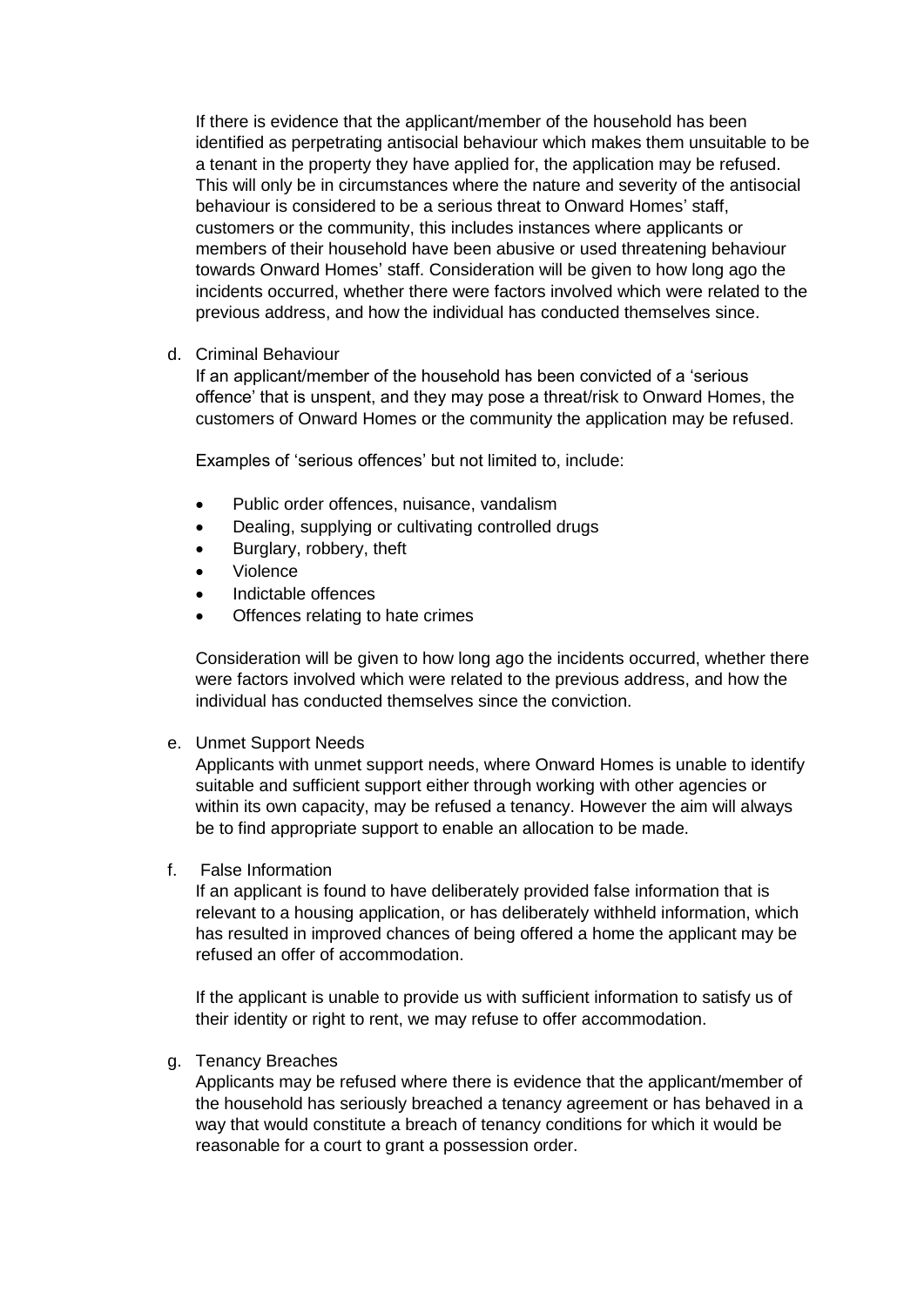If there is evidence that the applicant/member of the household has been identified as perpetrating antisocial behaviour which makes them unsuitable to be a tenant in the property they have applied for, the application may be refused. This will only be in circumstances where the nature and severity of the antisocial behaviour is considered to be a serious threat to Onward Homes' staff, customers or the community, this includes instances where applicants or members of their household have been abusive or used threatening behaviour towards Onward Homes' staff. Consideration will be given to how long ago the incidents occurred, whether there were factors involved which were related to the previous address, and how the individual has conducted themselves since.

d. Criminal Behaviour

If an applicant/member of the household has been convicted of a 'serious offence' that is unspent, and they may pose a threat/risk to Onward Homes, the customers of Onward Homes or the community the application may be refused.

Examples of 'serious offences' but not limited to, include:

- Public order offences, nuisance, vandalism
- Dealing, supplying or cultivating controlled drugs
- Burglary, robbery, theft
- Violence
- Indictable offences
- Offences relating to hate crimes

Consideration will be given to how long ago the incidents occurred, whether there were factors involved which were related to the previous address, and how the individual has conducted themselves since the conviction.

e. Unmet Support Needs

Applicants with unmet support needs, where Onward Homes is unable to identify suitable and sufficient support either through working with other agencies or within its own capacity, may be refused a tenancy. However the aim will always be to find appropriate support to enable an allocation to be made.

f. False Information

If an applicant is found to have deliberately provided false information that is relevant to a housing application, or has deliberately withheld information, which has resulted in improved chances of being offered a home the applicant may be refused an offer of accommodation.

If the applicant is unable to provide us with sufficient information to satisfy us of their identity or right to rent, we may refuse to offer accommodation.

g. Tenancy Breaches

Applicants may be refused where there is evidence that the applicant/member of the household has seriously breached a tenancy agreement or has behaved in a way that would constitute a breach of tenancy conditions for which it would be reasonable for a court to grant a possession order.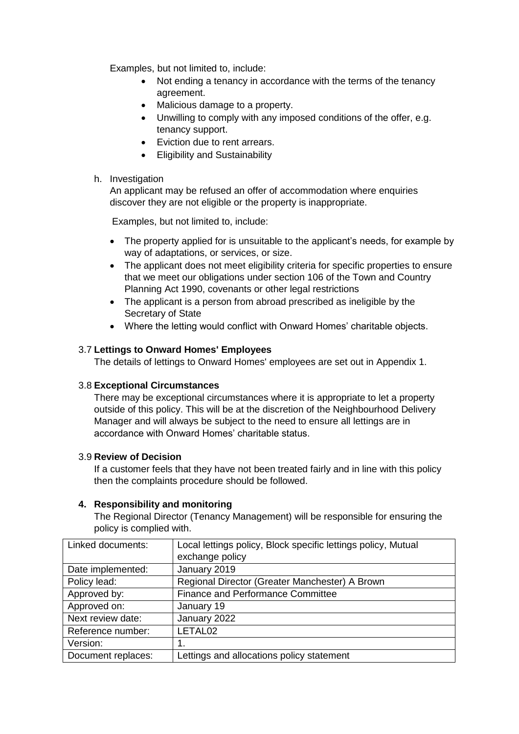Examples, but not limited to, include:

- Not ending a tenancy in accordance with the terms of the tenancy agreement.
- Malicious damage to a property.
- Unwilling to comply with any imposed conditions of the offer, e.g. tenancy support.
- Eviction due to rent arrears.
- Eligibility and Sustainability

h. Investigation

An applicant may be refused an offer of accommodation where enquiries discover they are not eligible or the property is inappropriate.

Examples, but not limited to, include:

- The property applied for is unsuitable to the applicant's needs, for example by way of adaptations, or services, or size.
- The applicant does not meet eligibility criteria for specific properties to ensure that we meet our obligations under section 106 of the Town and Country Planning Act 1990, covenants or other legal restrictions
- The applicant is a person from abroad prescribed as ineligible by the Secretary of State
- Where the letting would conflict with Onward Homes' charitable objects.

### 3.7 Lettings to Onward Homes' Employees

The details of lettings to Onward Homes' employees are set out in Appendix 1.

### 3.8 Exceptional Circumstances

There may be exceptional circumstances where it is appropriate to let a property outside of this policy. This will be at the discretion of the Neighbourhood Delivery Manager and will always be subject to the need to ensure all lettings are in accordance with Onward Homes' charitable status.

### 3.9 Review of Decision

If a customer feels that they have not been treated fairly and in line with this policy then the complaints procedure should be followed.

## 4. Responsibility and monitoring

The Regional Director (Tenancy Management) will be responsible for ensuring the policy is complied with.

| | |
|---|---|
| Linked documents: | Local lettings policy, Block specific lettings policy, Mutual exchange policy |
| Date implemented: | January 2019 |
| Policy lead: | Regional Director (Greater Manchester) A Brown |
| Approved by: | Finance and Performance Committee |
| Approved on: | January 19 |
| Next review date: | January 2022 |
| Reference number: | LETAL02 |
| Version: | 1. |
| Document replaces: | Lettings and allocations policy statement |